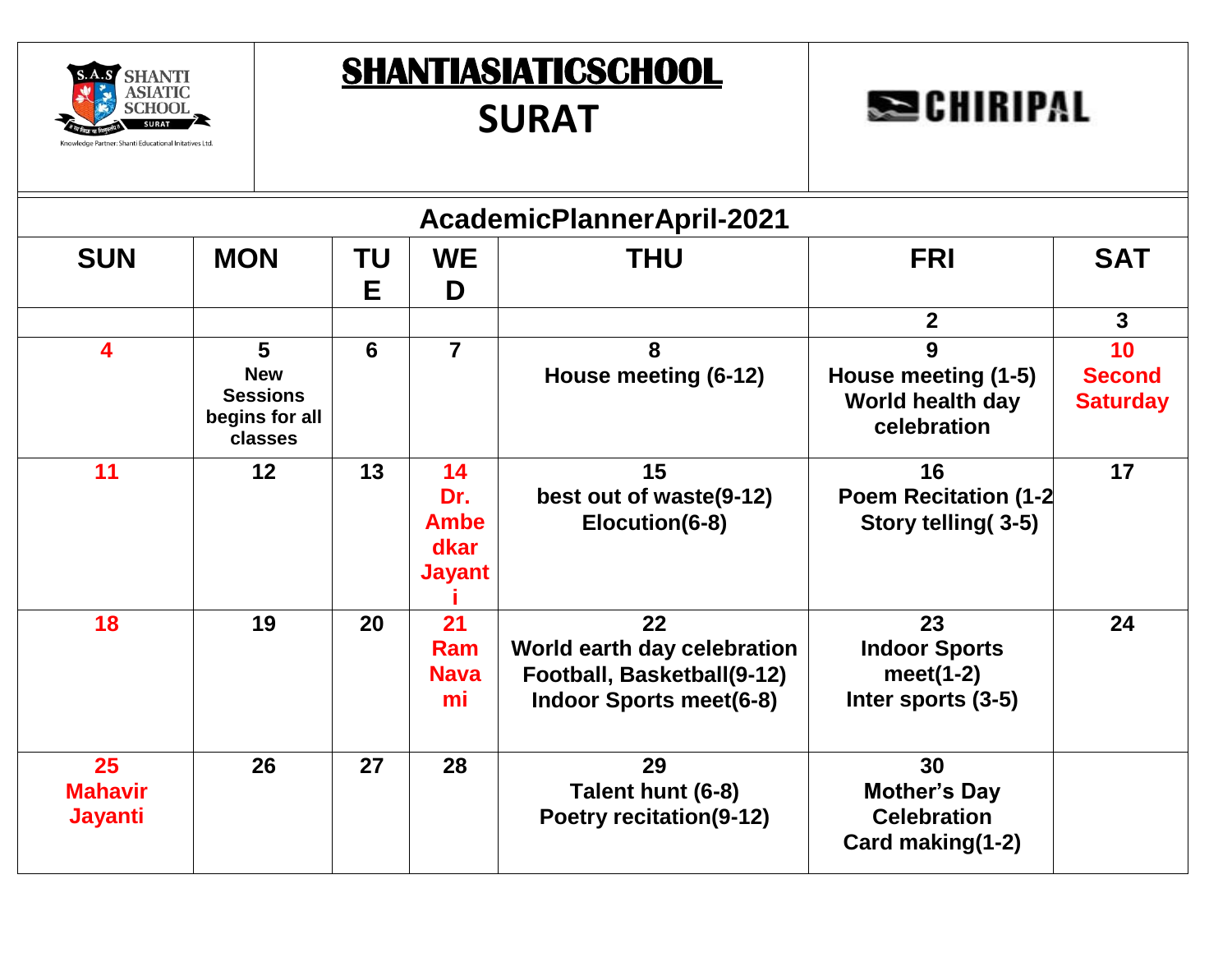# SHANTIASIATICSCHOOL

## SURAT

CHIRIPAL

### AcademicPlannerApril-2021

| SUN | MON | TUE | WED | THU | FRI | SAT |
|---|---|---|---|---|---|---|
| | | | | | 2 | 3 |
| 4 | 5 New Sessions begins for all classes | 6 | 7 | 8 House meeting (6-12) | 9 House meeting (1-5) World health day celebration | 10 Second Saturday |
| 11 | 12 | 13 | 14 Dr. Ambedkar Jayanti | 15 best out of waste(9-12) Elocution(6-8) | 16 Poem Recitation (1-2 Story telling( 3-5) | 17 |
| 18 | 19 | 20 | 21 Ram Navami | 22 World earth day celebration Football, Basketball(9-12) Indoor Sports meet(6-8) | 23 Indoor Sports meet(1-2) Inter sports (3-5) | 24 |
| 25 Mahavir Jayanti | 26 | 27 | 28 | 29 Talent hunt (6-8) Poetry recitation(9-12) | 30 Mother's Day Celebration Card making(1-2) | |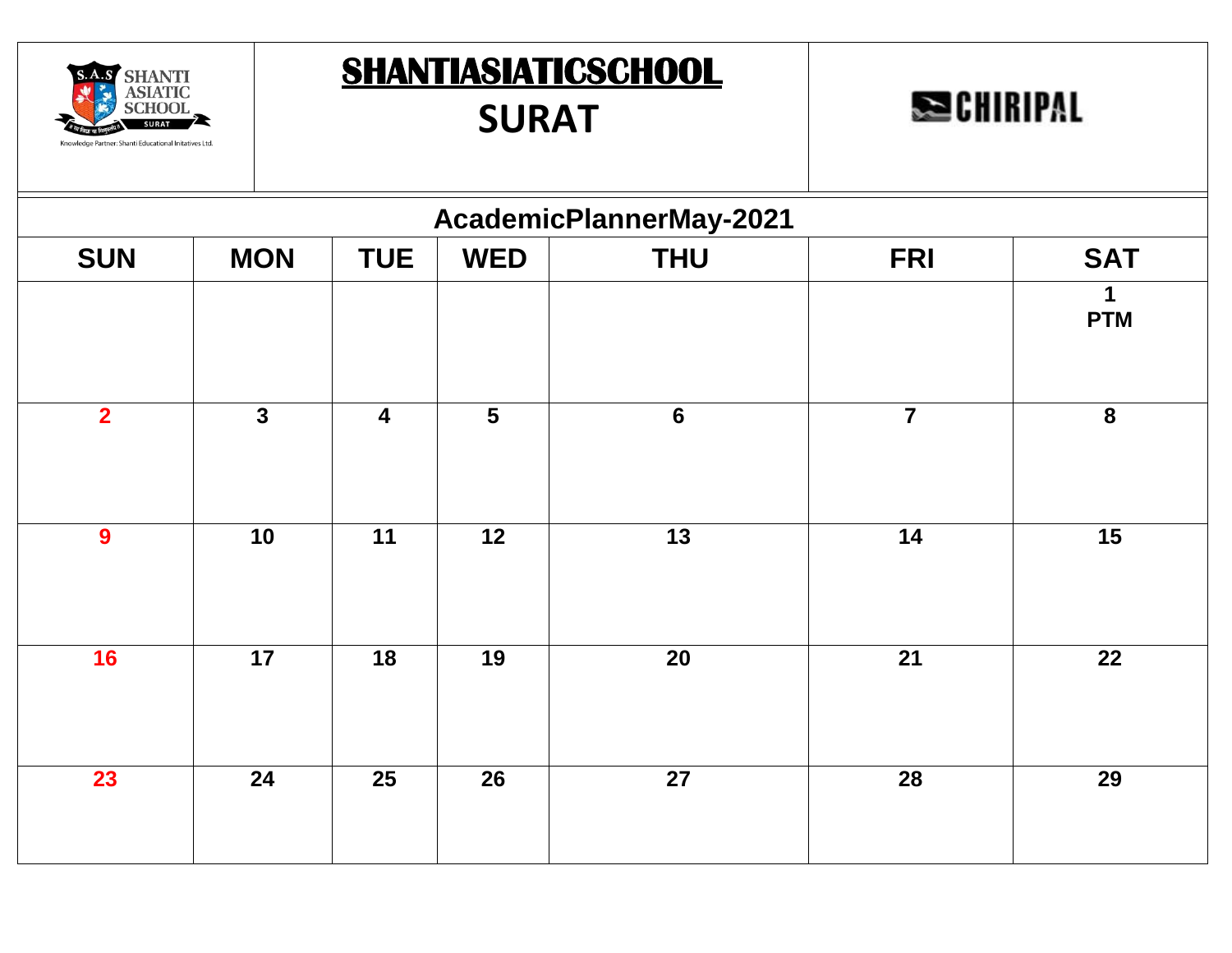# SHANTIASIATICSCHOOL

## SURAT

CHIRIPAL

### AcademicPlannerMay-2021

| SUN | MON | TUE | WED | THU | FRI | SAT |
|---|---|---|---|---|---|---|
| | | | | | | 1 PTM |
| 2 | 3 | 4 | 5 | 6 | 7 | 8 |
| 9 | 10 | 11 | 12 | 13 | 14 | 15 |
| 16 | 17 | 18 | 19 | 20 | 21 | 22 |
| 23 | 24 | 25 | 26 | 27 | 28 | 29 |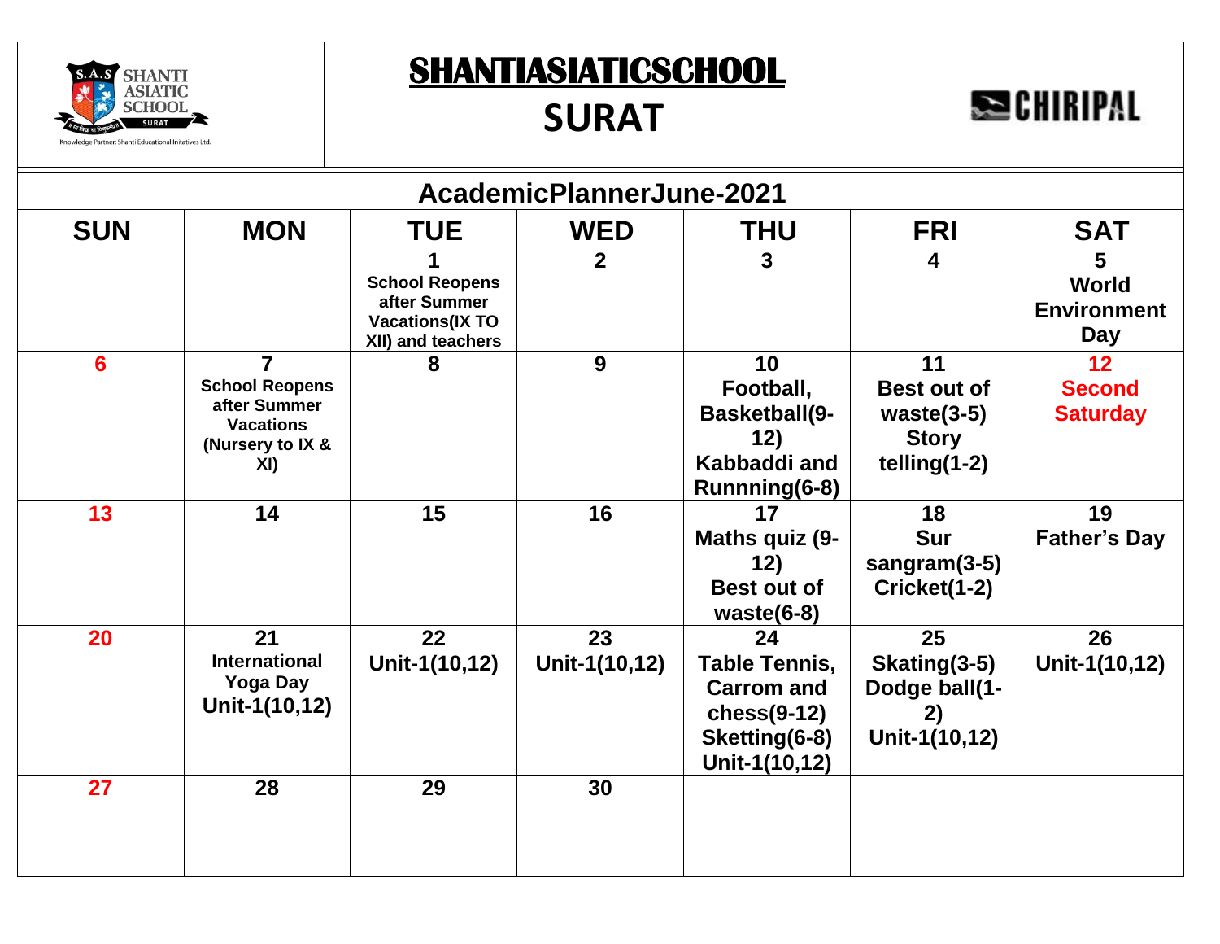# SHANTIASIATICSCHOOL

## SURAT

## AcademicPlannerJune-2021

| SUN | MON | TUE | WED | THU | FRI | SAT |
|---|---|---|---|---|---|---|
| | | 1 School Reopens after Summer Vacations(IX TO XII) and teachers | 2 | 3 | 4 | 5 World Environment Day |
| 6 | 7 School Reopens after Summer Vacations (Nursery to IX & XI) | 8 | 9 | 10 Football, Basketball(9-12) Kabbaddi and Runnning(6-8) | 11 Best out of waste(3-5) Story telling(1-2) | 12 Second Saturday |
| 13 | 14 | 15 | 16 | 17 Maths quiz (9-12) Best out of waste(6-8) | 18 Sur sangram(3-5) Cricket(1-2) | 19 Father's Day |
| 20 | 21 International Yoga Day Unit-1(10,12) | 22 Unit-1(10,12) | 23 Unit-1(10,12) | 24 Table Tennis, Carrom and chess(9-12) Sketting(6-8) Unit-1(10,12) | 25 Skating(3-5) Dodge ball(1-2) Unit-1(10,12) | 26 Unit-1(10,12) |
| 27 | 28 | 29 | 30 | | | |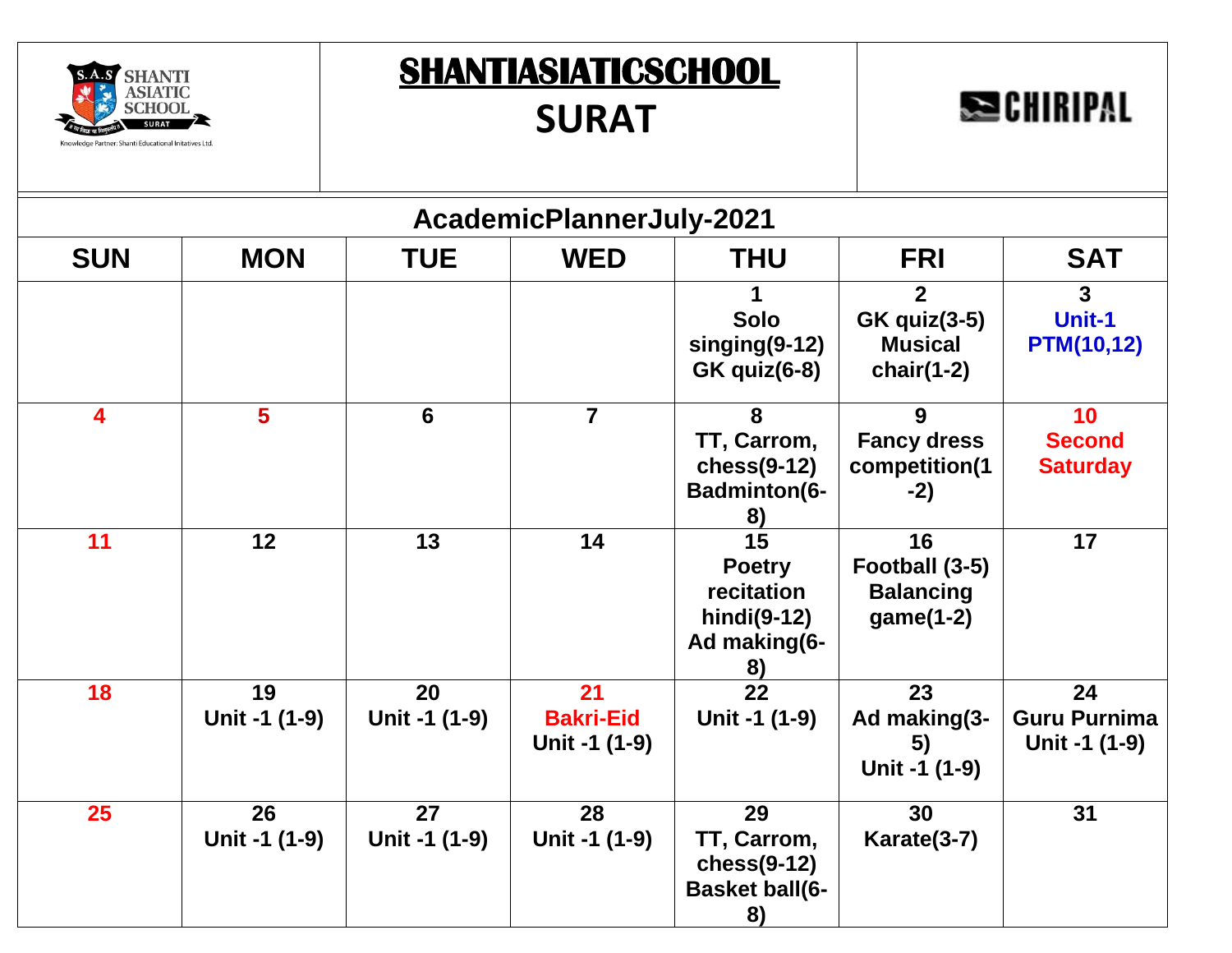# SHANTIASIATICSCHOOL

## SURAT

CHIRIPAL

### AcademicPlannerJuly-2021

| SUN | MON | TUE | WED | THU | FRI | SAT |
|---|---|---|---|---|---|---|
| | | | | 1 Solo singing(9-12) GK quiz(6-8) | 2 GK quiz(3-5) Musical chair(1-2) | 3 Unit-1 PTM(10,12) |
| 4 | 5 | 6 | 7 | 8 TT, Carrom, chess(9-12) Badminton(6-8) | 9 Fancy dress competition(1-2) | 10 Second Saturday |
| 11 | 12 | 13 | 14 | 15 Poetry recitation hindi(9-12) Ad making(6-8) | 16 Football (3-5) Balancing game(1-2) | 17 |
| 18 | 19 Unit -1 (1-9) | 20 Unit -1 (1-9) | 21 Bakri-Eid Unit -1 (1-9) | 22 Unit -1 (1-9) | 23 Ad making(3-5) Unit -1 (1-9) | 24 Guru Purnima Unit -1 (1-9) |
| 25 | 26 Unit -1 (1-9) | 27 Unit -1 (1-9) | 28 Unit -1 (1-9) | 29 TT, Carrom, chess(9-12) Basket ball(6-8) | 30 Karate(3-7) | 31 |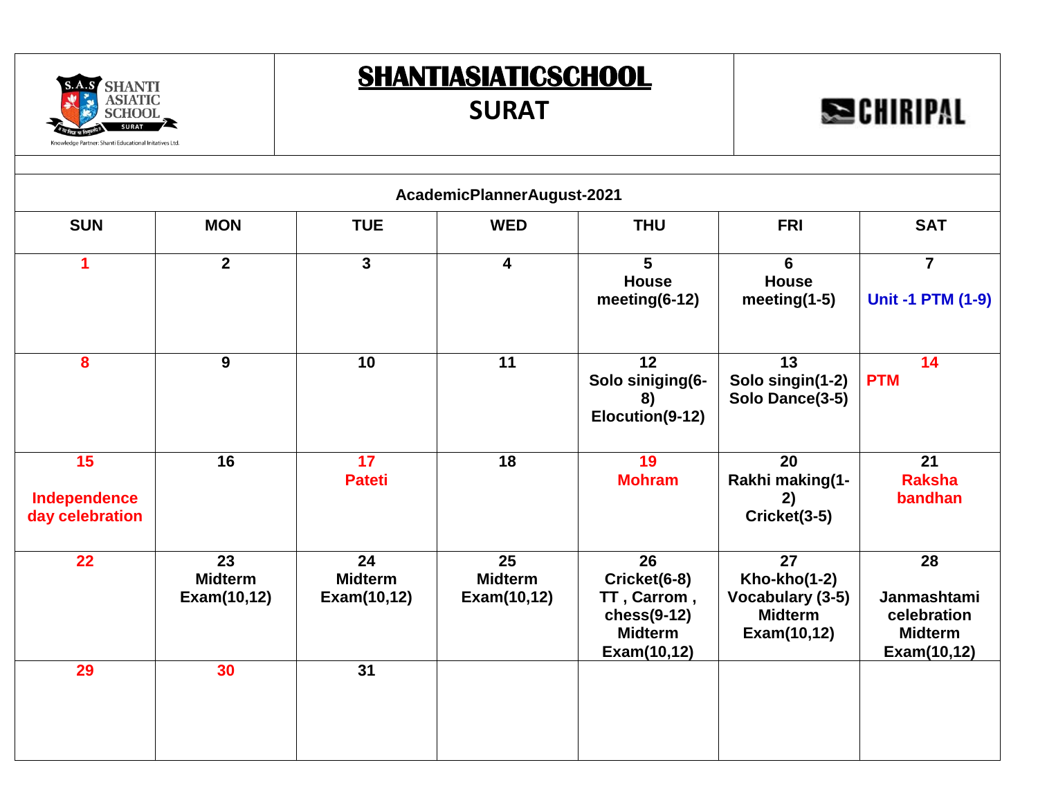# SHANTIASIATICSCHOOL

## SURAT

SHANTI ASIATIC SCHOOL SURAT

Knowledge Partner: Shanti Educational Initiatives Ltd.

CHIRIPAL

### AcademicPlannerAugust-2021

| SUN | MON | TUE | WED | THU | FRI | SAT |
|---|---|---|---|---|---|---|
| 1 | 2 | 3 | 4 | 5 House meeting(6-12) | 6 House meeting(1-5) | 7 Unit -1 PTM (1-9) |
| 8 | 9 | 10 | 11 | 12 Solo siniging(6-8) Elocution(9-12) | 13 Solo singin(1-2) Solo Dance(3-5) | 14 PTM |
| 15 Independence day celebration | 16 | 17 Pateti | 18 | 19 Mohram | 20 Rakhi making(1-2) Cricket(3-5) | 21 Raksha bandhan |
| 22 | 23 Midterm Exam(10,12) | 24 Midterm Exam(10,12) | 25 Midterm Exam(10,12) | 26 Cricket(6-8) TT , Carrom , chess(9-12) Midterm Exam(10,12) | 27 Kho-kho(1-2) Vocabulary (3-5) Midterm Exam(10,12) | 28 Janmashtami celebration Midterm Exam(10,12) |
| 29 | 30 | 31 | | | | |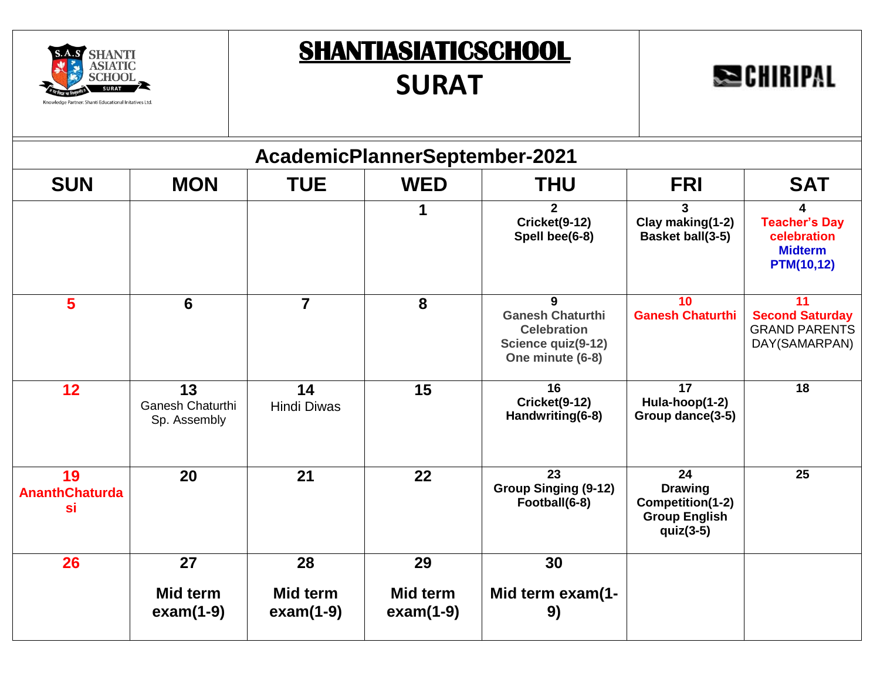# SHANTIASIATICSCHOOL
## SURAT

CHIRIPAL

### AcademicPlannerSeptember-2021

| SUN | MON | TUE | WED | THU | FRI | SAT |
|---|---|---|---|---|---|---|
| | | | 1 | 2<br>Cricket(9-12)<br>Spell bee(6-8) | 3<br>Clay making(1-2)<br>Basket ball(3-5) | 4<br>Teacher's Day celebration<br>Midterm PTM(10,12) |
| 5 | 6 | 7 | 8 | 9<br>Ganesh Chaturthi Celebration<br>Science quiz(9-12)<br>One minute (6-8) | 10<br>Ganesh Chaturthi | 11<br>Second Saturday<br>GRAND PARENTS DAY(SAMARPAN) |
| 12 | 13<br>Ganesh Chaturthi Sp. Assembly | 14<br>Hindi Diwas | 15 | 16<br>Cricket(9-12)<br>Handwriting(6-8) | 17<br>Hula-hoop(1-2)<br>Group dance(3-5) | 18 |
| 19<br>AnanthChaturdasi | 20 | 21 | 22 | 23<br>Group Singing (9-12)<br>Football(6-8) | 24<br>Drawing Competition(1-2)<br>Group English quiz(3-5) | 25 |
| 26 | 27<br>Mid term exam(1-9) | 28<br>Mid term exam(1-9) | 29<br>Mid term exam(1-9) | 30<br>Mid term exam(1-9) | | |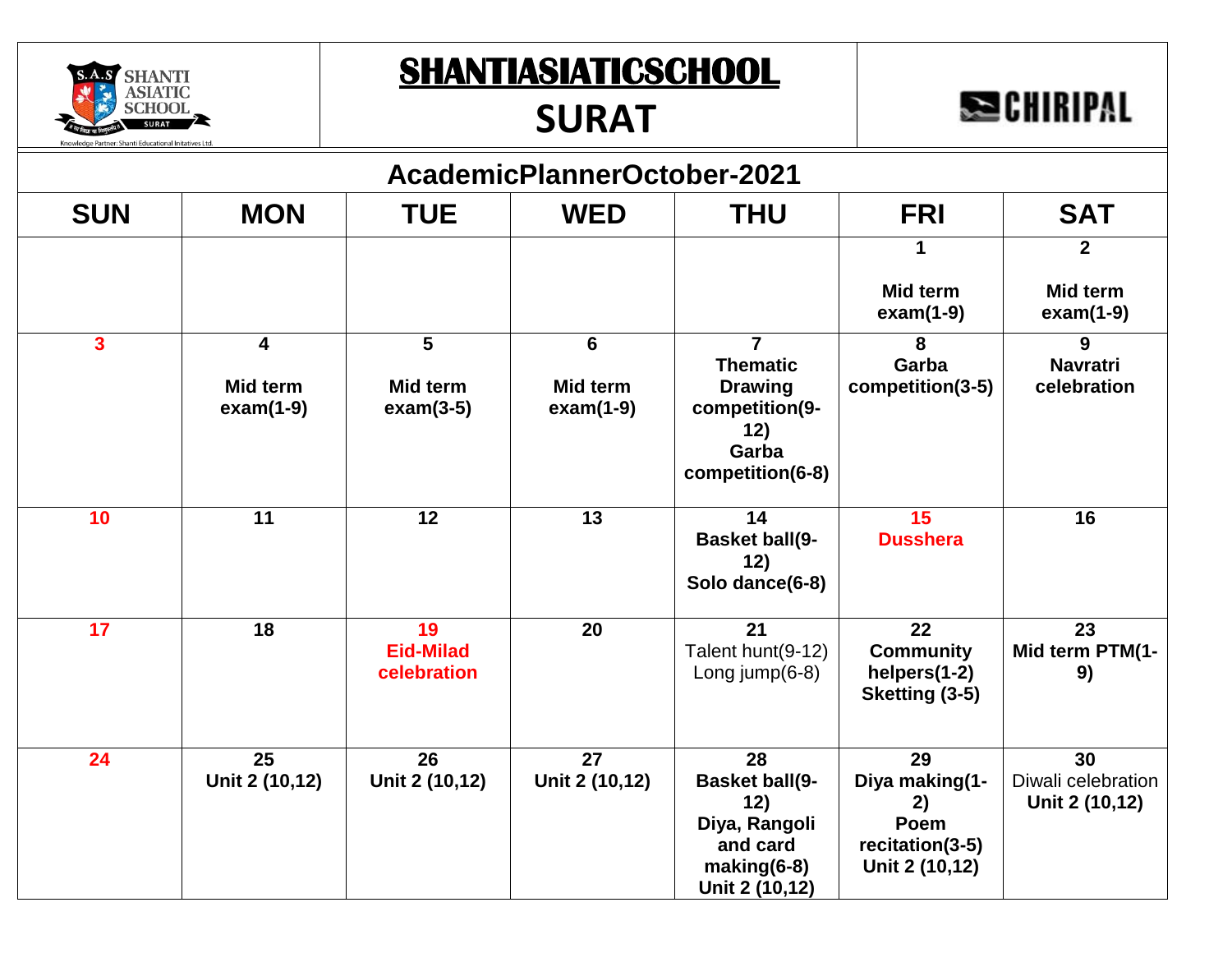# SHANTIASIATICSCHOOL

## SURAT

### AcademicPlannerOctober-2021

| SUN | MON | TUE | WED | THU | FRI | SAT |
|---|---|---|---|---|---|---|
| | | | | | 1<br>Mid term exam(1-9) | 2<br>Mid term exam(1-9) |
| 3 | 4<br>Mid term exam(1-9) | 5<br>Mid term exam(3-5) | 6<br>Mid term exam(1-9) | 7<br>Thematic Drawing competition(9-12)<br>Garba competition(6-8) | 8<br>Garba competition(3-5) | 9<br>Navratri celebration |
| 10 | 11 | 12 | 13 | 14<br>Basket ball(9-12)<br>Solo dance(6-8) | 15<br>Dusshera | 16 |
| 17 | 18 | 19<br>Eid-Milad celebration | 20 | 21<br>Talent hunt(9-12)<br>Long jump(6-8) | 22<br>Community helpers(1-2)<br>Sketting (3-5) | 23<br>Mid term PTM(1-9) |
| 24 | 25<br>Unit 2 (10,12) | 26<br>Unit 2 (10,12) | 27<br>Unit 2 (10,12) | 28<br>Basket ball(9-12)<br>Diya, Rangoli and card making(6-8)<br>Unit 2 (10,12) | 29<br>Diya making(1-2)<br>Poem recitation(3-5)<br>Unit 2 (10,12) | 30<br>Diwali celebration<br>Unit 2 (10,12) |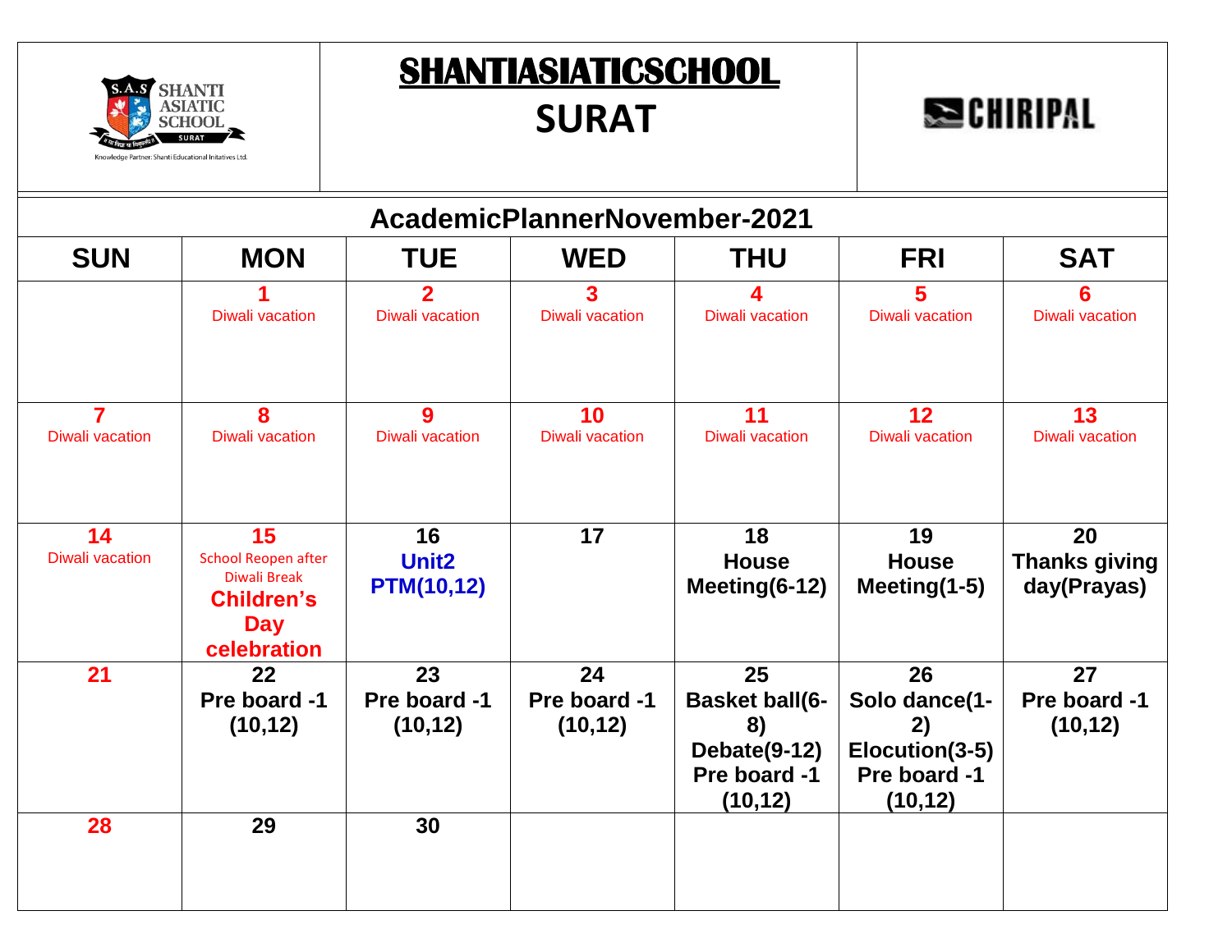# SHANTIASIATICSCHOOL

## SURAT

CHIRIPAL

## AcademicPlannerNovember-2021

| SUN | MON | TUE | WED | THU | FRI | SAT |
|---|---|---|---|---|---|---|
| | 1 Diwali vacation | 2 Diwali vacation | 3 Diwali vacation | 4 Diwali vacation | 5 Diwali vacation | 6 Diwali vacation |
| 7 Diwali vacation | 8 Diwali vacation | 9 Diwali vacation | 10 Diwali vacation | 11 Diwali vacation | 12 Diwali vacation | 13 Diwali vacation |
| 14 Diwali vacation | 15 School Reopen after Diwali Break **Children's Day celebration** | 16 **Unit2 PTM(10,12)** | 17 | 18 **House Meeting(6-12)** | 19 **House Meeting(1-5)** | 20 **Thanks giving day(Prayas)** |
| 21 | 22 **Pre board -1 (10,12)** | 23 **Pre board -1 (10,12)** | 24 **Pre board -1 (10,12)** | 25 **Basket ball(6-8) Debate(9-12) Pre board -1 (10,12)** | 26 **Solo dance(1-2) Elocution(3-5) Pre board -1 (10,12)** | 27 **Pre board -1 (10,12)** |
| 28 | 29 | 30 | | | | |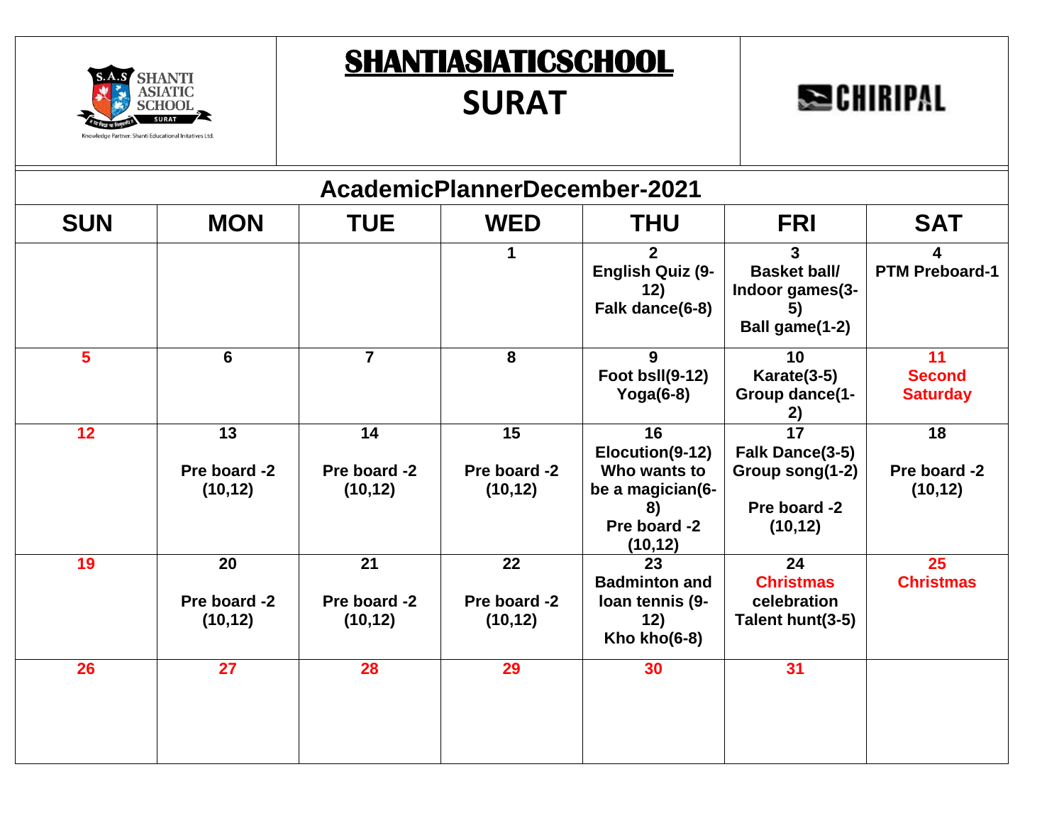# SHANTIASIATICSCHOOL

# SURAT

CHIRIPAL

## AcademicPlannerDecember-2021

| SUN | MON | TUE | WED | THU | FRI | SAT |
|---|---|---|---|---|---|---|
| | | | 1 | 2 English Quiz (9-12) Falk dance(6-8) | 3 Basket ball/ Indoor games(3-5) Ball game(1-2) | 4 PTM Preboard-1 |
| 5 | 6 | 7 | 8 | 9 Foot bsll(9-12) Yoga(6-8) | 10 Karate(3-5) Group dance(1-2) | 11 Second Saturday |
| 12 | 13 Pre board -2 (10,12) | 14 Pre board -2 (10,12) | 15 Pre board -2 (10,12) | 16 Elocution(9-12) Who wants to be a magician(6-8) Pre board -2 (10,12) | 17 Falk Dance(3-5) Group song(1-2) Pre board -2 (10,12) | 18 Pre board -2 (10,12) |
| 19 | 20 Pre board -2 (10,12) | 21 Pre board -2 (10,12) | 22 Pre board -2 (10,12) | 23 Badminton and loan tennis (9-12) Kho kho(6-8) | 24 Christmas celebration Talent hunt(3-5) | 25 Christmas |
| 26 | 27 | 28 | 29 | 30 | 31 | |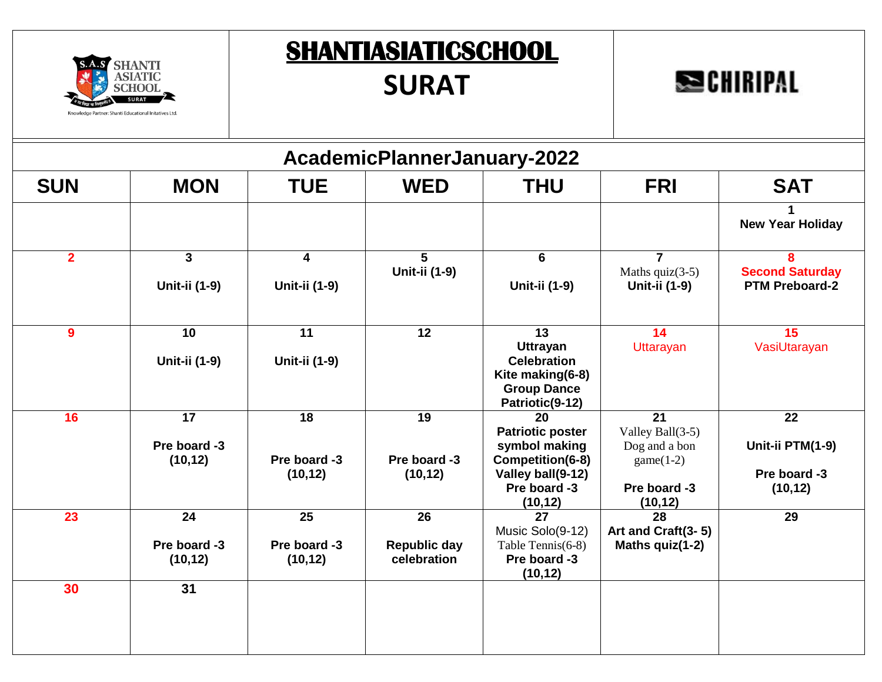# SHANTIASIATICSCHOOL

# SURAT

## AcademicPlannerJanuary-2022

| SUN | MON | TUE | WED | THU | FRI | SAT |
|---|---|---|---|---|---|---|
| | | | | | | 1 **New Year Holiday** |
| 2 | 3 **Unit-ii (1-9)** | 4 **Unit-ii (1-9)** | 5 **Unit-ii (1-9)** | 6 **Unit-ii (1-9)** | 7 Maths quiz(3-5) **Unit-ii (1-9)** | 8 **Second Saturday PTM Preboard-2** |
| 9 | 10 **Unit-ii (1-9)** | 11 **Unit-ii (1-9)** | 12 | 13 **Uttrayan Celebration Kite making(6-8) Group Dance Patriotic(9-12)** | 14 Uttarayan | 15 VasiUtarayan |
| 16 | 17 **Pre board -3 (10,12)** | 18 **Pre board -3 (10,12)** | 19 **Pre board -3 (10,12)** | 20 **Patriotic poster symbol making Competition(6-8) Valley ball(9-12) Pre board -3 (10,12)** | 21 Valley Ball(3-5) Dog and a bon game(1-2) **Pre board -3 (10,12)** | 22 **Unit-ii PTM(1-9) Pre board -3 (10,12)** |
| 23 | 24 **Pre board -3 (10,12)** | 25 **Pre board -3 (10,12)** | 26 **Republic day celebration** | 27 Music Solo(9-12) Table Tennis(6-8) **Pre board -3 (10,12)** | 28 **Art and Craft(3- 5) Maths quiz(1-2)** | 29 |
| 30 | 31 | | | | | |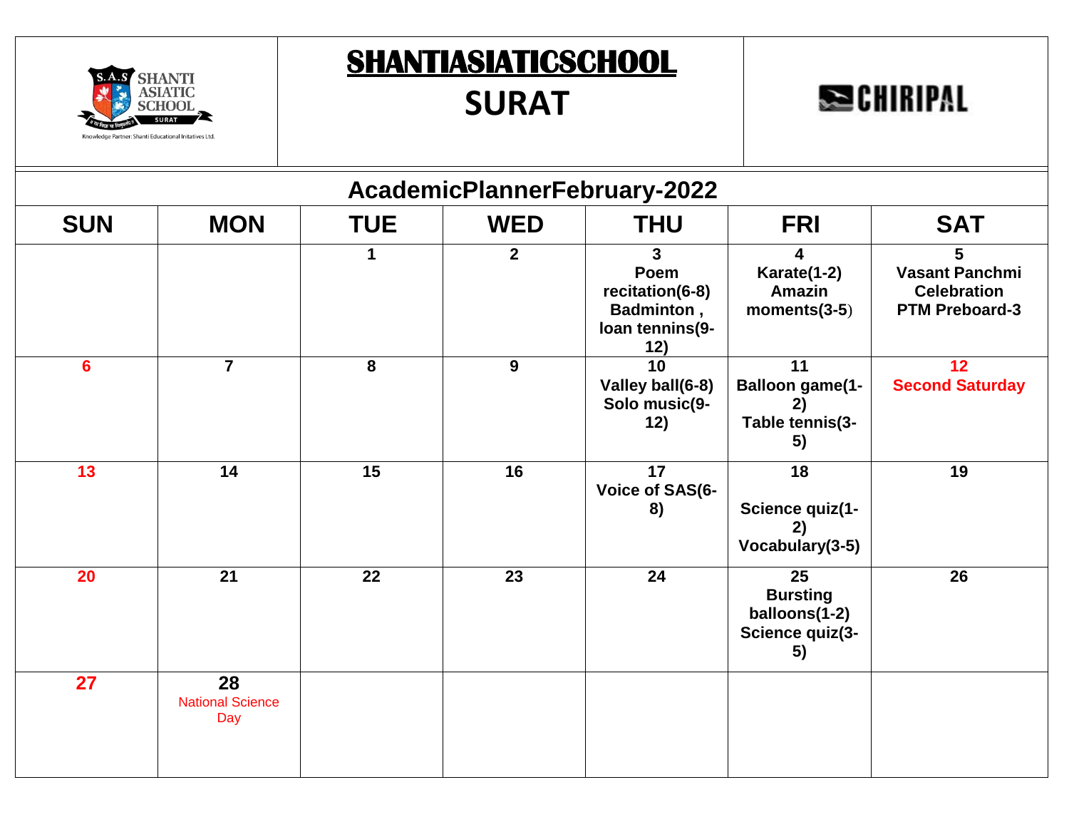# SHANTIASIATICSCHOOL

## SURAT

CHIRIPAL

### AcademicPlannerFebruary-2022

| SUN | MON | TUE | WED | THU | FRI | SAT |
|---|---|---|---|---|---|---|
| | | 1 | 2 | 3 Poem recitation(6-8) Badminton , loan tennins(9-12) | 4 Karate(1-2) Amazin moments(3-5) | 5 Vasant Panchmi Celebration PTM Preboard-3 |
| 6 | 7 | 8 | 9 | 10 Valley ball(6-8) Solo music(9-12) | 11 Balloon game(1-2) Table tennis(3-5) | 12 Second Saturday |
| 13 | 14 | 15 | 16 | 17 Voice of SAS(6-8) | 18 Science quiz(1-2) Vocabulary(3-5) | 19 |
| 20 | 21 | 22 | 23 | 24 | 25 Bursting balloons(1-2) Science quiz(3-5) | 26 |
| 27 | 28 National Science Day | | | | | |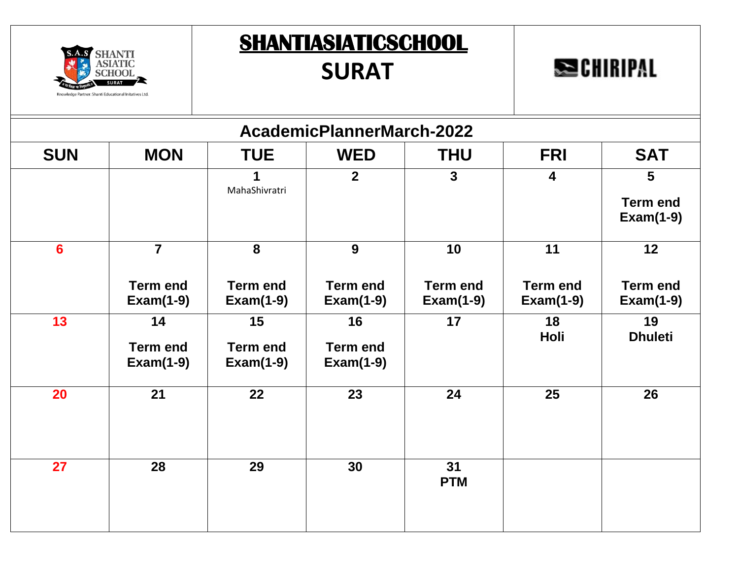# SHANTIASIATICSCHOOL

## SURAT

CHIRIPAL

## AcademicPlannerMarch-2022

| SUN | MON | TUE | WED | THU | FRI | SAT |
|---|---|---|---|---|---|---|
| | | 1 MahaShivratri | 2 | 3 | 4 | 5 Term end Exam(1-9) |
| 6 | 7 Term end Exam(1-9) | 8 Term end Exam(1-9) | 9 Term end Exam(1-9) | 10 Term end Exam(1-9) | 11 Term end Exam(1-9) | 12 Term end Exam(1-9) |
| 13 | 14 Term end Exam(1-9) | 15 Term end Exam(1-9) | 16 Term end Exam(1-9) | 17 | 18 Holi | 19 Dhuleti |
| 20 | 21 | 22 | 23 | 24 | 25 | 26 |
| 27 | 28 | 29 | 30 | 31 PTM | | |